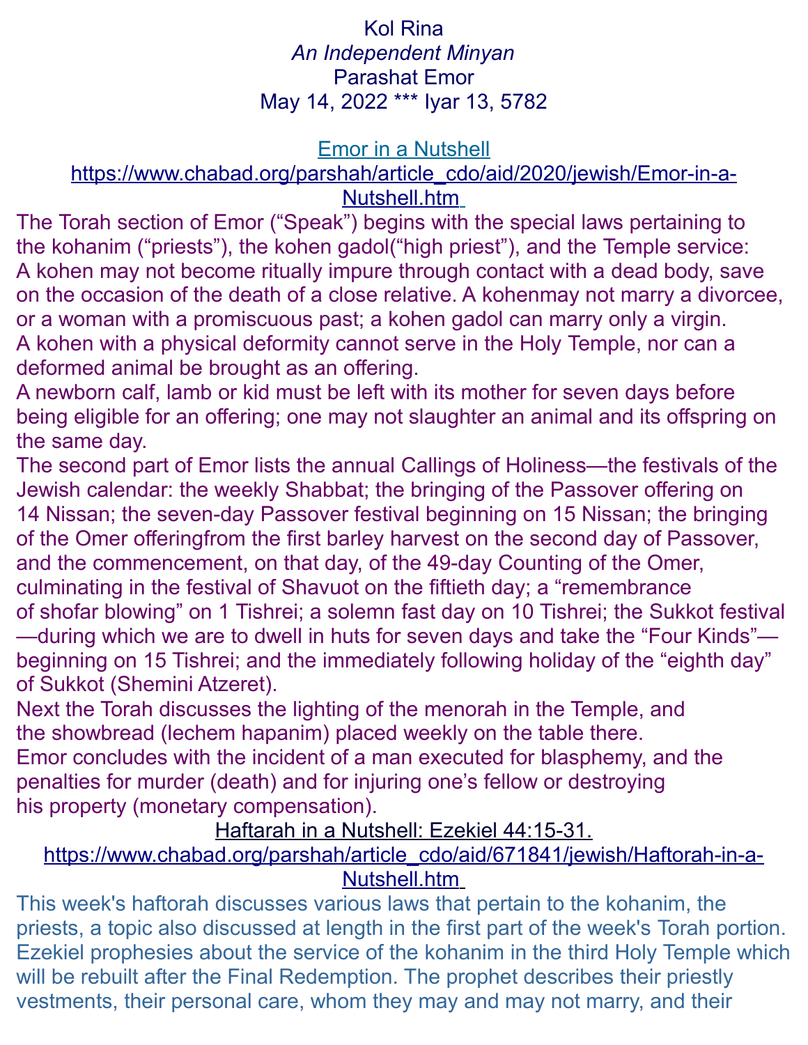Kol Rina

*An Independent Minyan*

Parashat Emor

May 14, 2022 *** Iyar 13, 5782

[Emor in a Nutshell](https://www.chabad.org/parshah/article_cdo/aid/2020/jewish/Emor-in-a-Nutshell.htm)

https://www.chabad.org/parshah/article_cdo/aid/2020/jewish/Emor-in-a-Nutshell.htm

The Torah section of Emor ("Speak") begins with the special laws pertaining to the kohanim ("priests"), the kohen gadol("high priest"), and the Temple service:

A kohen may not become ritually impure through contact with a dead body, save on the occasion of the death of a close relative. A kohenmay not marry a divorcee, or a woman with a promiscuous past; a kohen gadol can marry only a virgin.

A kohen with a physical deformity cannot serve in the Holy Temple, nor can a deformed animal be brought as an offering.

A newborn calf, lamb or kid must be left with its mother for seven days before being eligible for an offering; one may not slaughter an animal and its offspring on the same day.

The second part of Emor lists the annual Callings of Holiness—the festivals of the Jewish calendar: the weekly Shabbat; the bringing of the Passover offering on 14 Nissan; the seven-day Passover festival beginning on 15 Nissan; the bringing of the Omer offeringfrom the first barley harvest on the second day of Passover, and the commencement, on that day, of the 49-day Counting of the Omer, culminating in the festival of Shavuot on the fiftieth day; a "remembrance of shofar blowing" on 1 Tishrei; a solemn fast day on 10 Tishrei; the Sukkot festival—during which we are to dwell in huts for seven days and take the "Four Kinds"—beginning on 15 Tishrei; and the immediately following holiday of the "eighth day" of Sukkot (Shemini Atzeret).

Next the Torah discusses the lighting of the menorah in the Temple, and the showbread (lechem hapanim) placed weekly on the table there.

Emor concludes with the incident of a man executed for blasphemy, and the penalties for murder (death) and for injuring one's fellow or destroying his property (monetary compensation).

Haftarah in a Nutshell: Ezekiel 44:15-31.

https://www.chabad.org/parshah/article_cdo/aid/671841/jewish/Haftorah-in-a-Nutshell.htm

This week's haftorah discusses various laws that pertain to the kohanim, the priests, a topic also discussed at length in the first part of the week's Torah portion. Ezekiel prophesies about the service of the kohanim in the third Holy Temple which will be rebuilt after the Final Redemption. The prophet describes their priestly vestments, their personal care, whom they may and may not marry, and their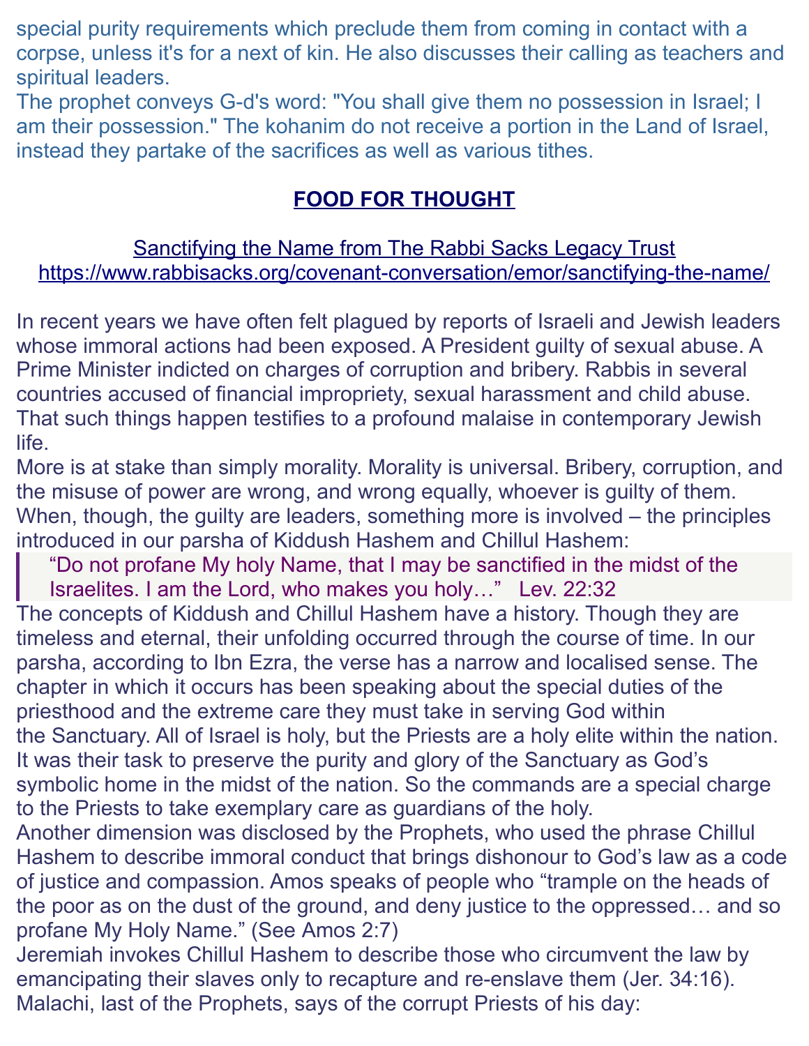special purity requirements which preclude them from coming in contact with a corpse, unless it's for a next of kin. He also discusses their calling as teachers and spiritual leaders.

The prophet conveys G-d's word: "You shall give them no possession in Israel; I am their possession." The kohanim do not receive a portion in the Land of Israel, instead they partake of the sacrifices as well as various tithes.

## FOOD FOR THOUGHT

Sanctifying the Name from The Rabbi Sacks Legacy Trust
https://www.rabbisacks.org/covenant-conversation/emor/sanctifying-the-name/

In recent years we have often felt plagued by reports of Israeli and Jewish leaders whose immoral actions had been exposed. A President guilty of sexual abuse. A Prime Minister indicted on charges of corruption and bribery. Rabbis in several countries accused of financial impropriety, sexual harassment and child abuse. That such things happen testifies to a profound malaise in contemporary Jewish life.

More is at stake than simply morality. Morality is universal. Bribery, corruption, and the misuse of power are wrong, and wrong equally, whoever is guilty of them. When, though, the guilty are leaders, something more is involved – the principles introduced in our parsha of Kiddush Hashem and Chillul Hashem:

> "Do not profane My holy Name, that I may be sanctified in the midst of the Israelites. I am the Lord, who makes you holy…" Lev. 22:32

The concepts of Kiddush and Chillul Hashem have a history. Though they are timeless and eternal, their unfolding occurred through the course of time. In our parsha, according to Ibn Ezra, the verse has a narrow and localised sense. The chapter in which it occurs has been speaking about the special duties of the priesthood and the extreme care they must take in serving God within the Sanctuary. All of Israel is holy, but the Priests are a holy elite within the nation. It was their task to preserve the purity and glory of the Sanctuary as God's symbolic home in the midst of the nation. So the commands are a special charge to the Priests to take exemplary care as guardians of the holy.

Another dimension was disclosed by the Prophets, who used the phrase Chillul Hashem to describe immoral conduct that brings dishonour to God's law as a code of justice and compassion. Amos speaks of people who "trample on the heads of the poor as on the dust of the ground, and deny justice to the oppressed… and so profane My Holy Name." (See Amos 2:7)

Jeremiah invokes Chillul Hashem to describe those who circumvent the law by emancipating their slaves only to recapture and re-enslave them (Jer. 34:16). Malachi, last of the Prophets, says of the corrupt Priests of his day: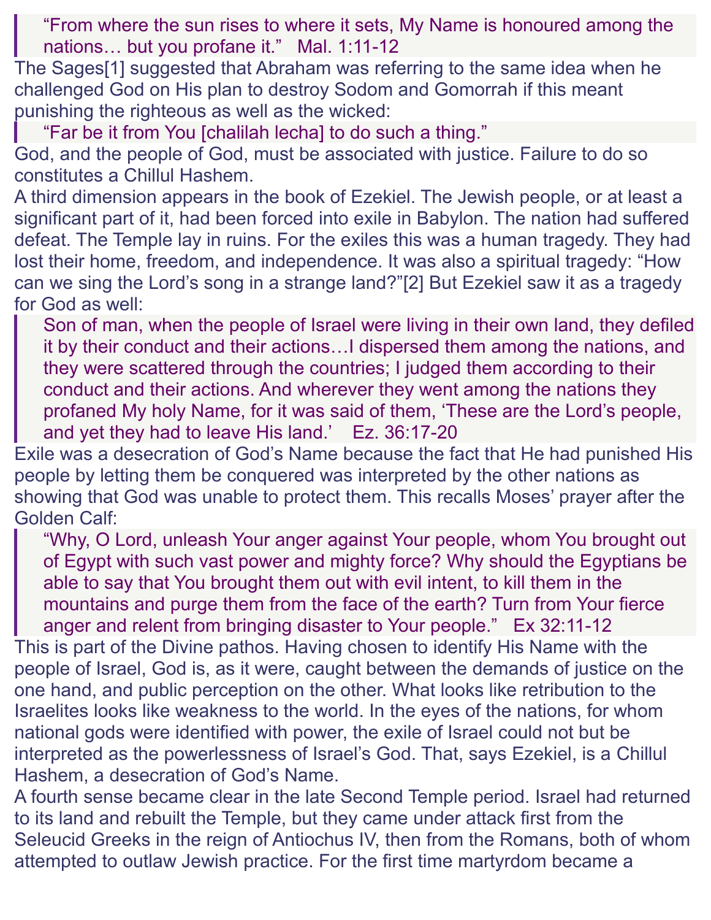> “From where the sun rises to where it sets, My Name is honoured among the nations… but you profane it.” Mal. 1:11-12

The Sages[1] suggested that Abraham was referring to the same idea when he challenged God on His plan to destroy Sodom and Gomorrah if this meant punishing the righteous as well as the wicked:

> “Far be it from You [chalilah lecha] to do such a thing.”

God, and the people of God, must be associated with justice. Failure to do so constitutes a Chillul Hashem.

A third dimension appears in the book of Ezekiel. The Jewish people, or at least a significant part of it, had been forced into exile in Babylon. The nation had suffered defeat. The Temple lay in ruins. For the exiles this was a human tragedy. They had lost their home, freedom, and independence. It was also a spiritual tragedy: “How can we sing the Lord’s song in a strange land?”[2] But Ezekiel saw it as a tragedy for God as well:

> Son of man, when the people of Israel were living in their own land, they defiled it by their conduct and their actions…I dispersed them among the nations, and they were scattered through the countries; I judged them according to their conduct and their actions. And wherever they went among the nations they profaned My holy Name, for it was said of them, ‘These are the Lord’s people, and yet they had to leave His land.’ Ez. 36:17-20

Exile was a desecration of God’s Name because the fact that He had punished His people by letting them be conquered was interpreted by the other nations as showing that God was unable to protect them. This recalls Moses’ prayer after the Golden Calf:

> “Why, O Lord, unleash Your anger against Your people, whom You brought out of Egypt with such vast power and mighty force? Why should the Egyptians be able to say that You brought them out with evil intent, to kill them in the mountains and purge them from the face of the earth? Turn from Your fierce anger and relent from bringing disaster to Your people.” Ex 32:11-12

This is part of the Divine pathos. Having chosen to identify His Name with the people of Israel, God is, as it were, caught between the demands of justice on the one hand, and public perception on the other. What looks like retribution to the Israelites looks like weakness to the world. In the eyes of the nations, for whom national gods were identified with power, the exile of Israel could not but be interpreted as the powerlessness of Israel’s God. That, says Ezekiel, is a Chillul Hashem, a desecration of God’s Name.

A fourth sense became clear in the late Second Temple period. Israel had returned to its land and rebuilt the Temple, but they came under attack first from the Seleucid Greeks in the reign of Antiochus IV, then from the Romans, both of whom attempted to outlaw Jewish practice. For the first time martyrdom became a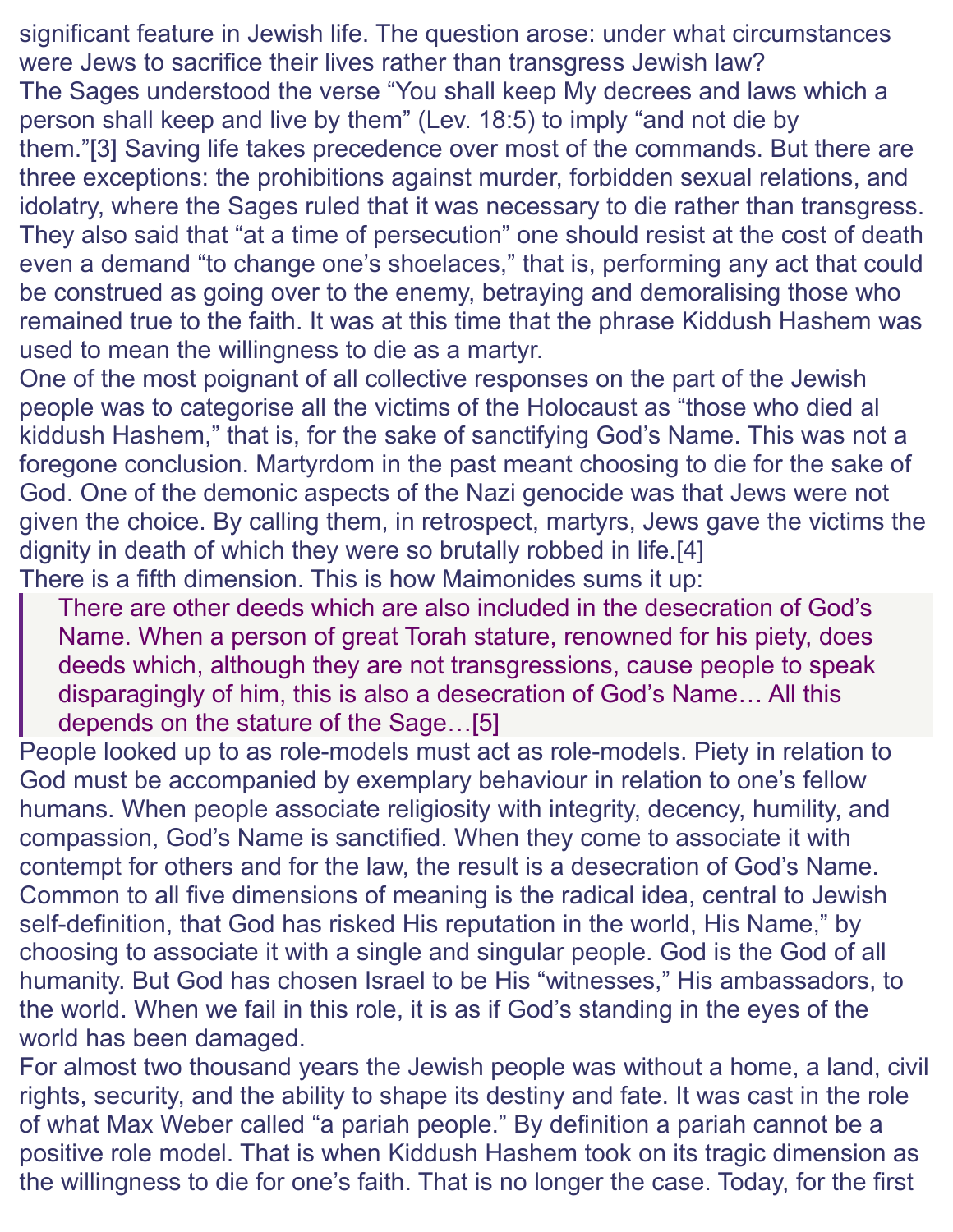significant feature in Jewish life. The question arose: under what circumstances were Jews to sacrifice their lives rather than transgress Jewish law?

The Sages understood the verse "You shall keep My decrees and laws which a person shall keep and live by them" (Lev. 18:5) to imply "and not die by them."[3] Saving life takes precedence over most of the commands. But there are three exceptions: the prohibitions against murder, forbidden sexual relations, and idolatry, where the Sages ruled that it was necessary to die rather than transgress. They also said that "at a time of persecution" one should resist at the cost of death even a demand "to change one's shoelaces," that is, performing any act that could be construed as going over to the enemy, betraying and demoralising those who remained true to the faith. It was at this time that the phrase Kiddush Hashem was used to mean the willingness to die as a martyr.

One of the most poignant of all collective responses on the part of the Jewish people was to categorise all the victims of the Holocaust as "those who died al kiddush Hashem," that is, for the sake of sanctifying God's Name. This was not a foregone conclusion. Martyrdom in the past meant choosing to die for the sake of God. One of the demonic aspects of the Nazi genocide was that Jews were not given the choice. By calling them, in retrospect, martyrs, Jews gave the victims the dignity in death of which they were so brutally robbed in life.[4]

There is a fifth dimension. This is how Maimonides sums it up:

> There are other deeds which are also included in the desecration of God's Name. When a person of great Torah stature, renowned for his piety, does deeds which, although they are not transgressions, cause people to speak disparagingly of him, this is also a desecration of God's Name… All this depends on the stature of the Sage…[5]

People looked up to as role-models must act as role-models. Piety in relation to God must be accompanied by exemplary behaviour in relation to one's fellow humans. When people associate religiosity with integrity, decency, humility, and compassion, God's Name is sanctified. When they come to associate it with contempt for others and for the law, the result is a desecration of God's Name.

Common to all five dimensions of meaning is the radical idea, central to Jewish self-definition, that God has risked His reputation in the world, His Name," by choosing to associate it with a single and singular people. God is the God of all humanity. But God has chosen Israel to be His "witnesses," His ambassadors, to the world. When we fail in this role, it is as if God's standing in the eyes of the world has been damaged.

For almost two thousand years the Jewish people was without a home, a land, civil rights, security, and the ability to shape its destiny and fate. It was cast in the role of what Max Weber called "a pariah people." By definition a pariah cannot be a positive role model. That is when Kiddush Hashem took on its tragic dimension as the willingness to die for one's faith. That is no longer the case. Today, for the first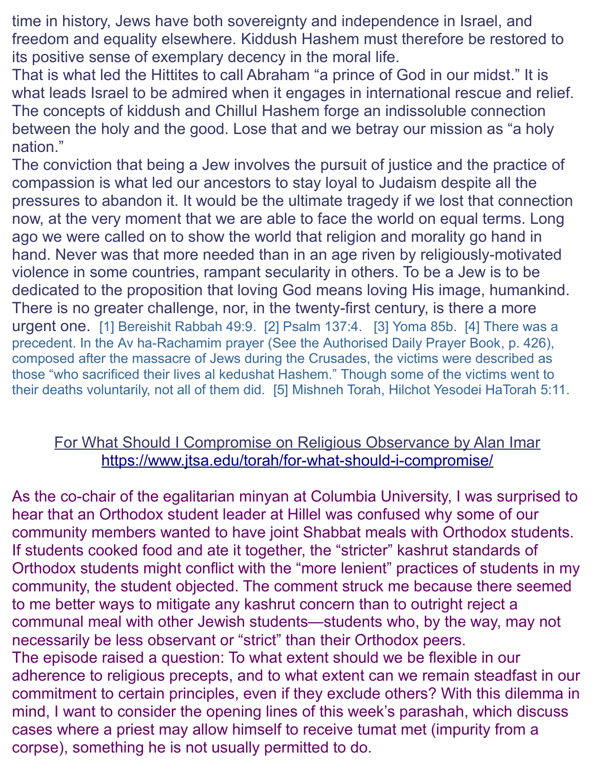time in history, Jews have both sovereignty and independence in Israel, and freedom and equality elsewhere. Kiddush Hashem must therefore be restored to its positive sense of exemplary decency in the moral life.

That is what led the Hittites to call Abraham "a prince of God in our midst." It is what leads Israel to be admired when it engages in international rescue and relief. The concepts of kiddush and Chillul Hashem forge an indissoluble connection between the holy and the good. Lose that and we betray our mission as "a holy nation."

The conviction that being a Jew involves the pursuit of justice and the practice of compassion is what led our ancestors to stay loyal to Judaism despite all the pressures to abandon it. It would be the ultimate tragedy if we lost that connection now, at the very moment that we are able to face the world on equal terms. Long ago we were called on to show the world that religion and morality go hand in hand. Never was that more needed than in an age riven by religiously-motivated violence in some countries, rampant secularity in others. To be a Jew is to be dedicated to the proposition that loving God means loving His image, humankind. There is no greater challenge, nor, in the twenty-first century, is there a more urgent one.

[1] Bereishit Rabbah 49:9. [2] Psalm 137:4. [3] Yoma 85b. [4] There was a precedent. In the Av ha-Rachamim prayer (See the Authorised Daily Prayer Book, p. 426), composed after the massacre of Jews during the Crusades, the victims were described as those "who sacrificed their lives al kedushat Hashem." Though some of the victims went to their deaths voluntarily, not all of them did. [5] Mishneh Torah, Hilchot Yesodei HaTorah 5:11.

## For What Should I Compromise on Religious Observance by Alan Imar
https://www.jtsa.edu/torah/for-what-should-i-compromise/

As the co-chair of the egalitarian minyan at Columbia University, I was surprised to hear that an Orthodox student leader at Hillel was confused why some of our community members wanted to have joint Shabbat meals with Orthodox students. If students cooked food and ate it together, the "stricter" kashrut standards of Orthodox students might conflict with the "more lenient" practices of students in my community, the student objected. The comment struck me because there seemed to me better ways to mitigate any kashrut concern than to outright reject a communal meal with other Jewish students—students who, by the way, may not necessarily be less observant or "strict" than their Orthodox peers.

The episode raised a question: To what extent should we be flexible in our adherence to religious precepts, and to what extent can we remain steadfast in our commitment to certain principles, even if they exclude others? With this dilemma in mind, I want to consider the opening lines of this week's parashah, which discuss cases where a priest may allow himself to receive tumat met (impurity from a corpse), something he is not usually permitted to do.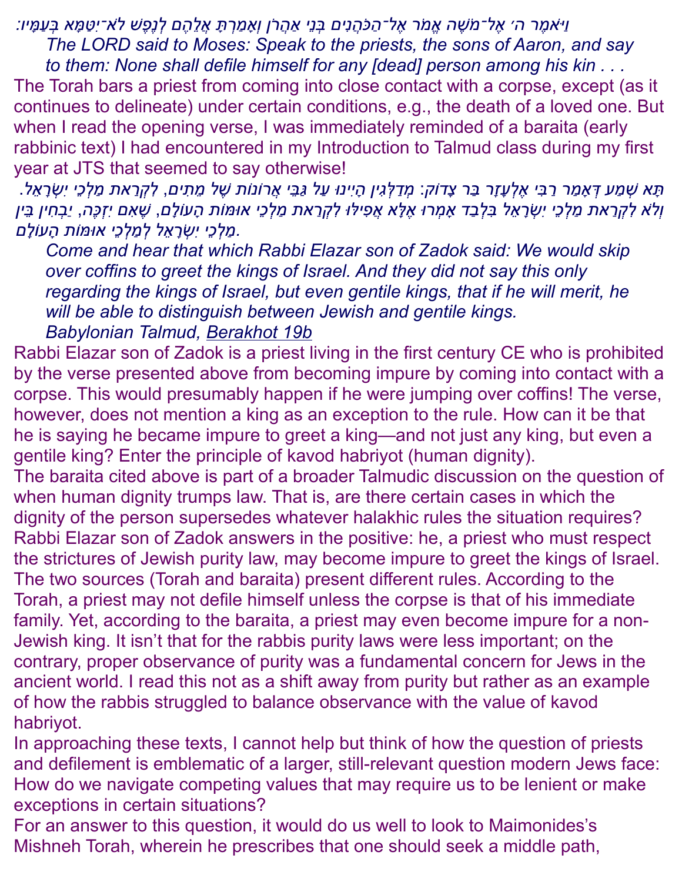וַיֹּאמֶר ה׳ אֶל־מֹשֶׁה אֱמֹר אֶל־הַכֹּהֲנִים בְּנֵי אַהֲרֹן וְאָמַרְתָּ אֲלֵהֶם לְנֶפֶשׁ לֹא־יִטַּמָּא בְּעַמָּיו׃

> *The LORD said to Moses: Speak to the priests, the sons of Aaron, and say to them: None shall defile himself for any [dead] person among his kin . . .*

The Torah bars a priest from coming into close contact with a corpse, except (as it continues to delineate) under certain conditions, e.g., the death of a loved one. But when I read the opening verse, I was immediately reminded of a baraita (early rabbinic text) I had encountered in my Introduction to Talmud class during my first year at JTS that seemed to say otherwise!

תָּא שְׁמַע דְּאָמַר רַבִּי אֶלְעָזָר בַּר צָדוֹק: מְדַלְּגִין הָיִינוּ עַל גַּבֵּי אֲרוֹנוֹת שֶׁל מֵתִים, לִקְרַאת מַלְכֵי יִשְׂרָאֵל. וְלֹא לִקְרַאת מַלְכֵי יִשְׂרָאֵל בִּלְבַד אָמְרוּ אֶלָּא אֲפִילּוּ לִקְרַאת מַלְכֵי אוּמּוֹת הָעוֹלָם, שֶׁאִם יִזְכֶּה, יַבְחִין בֵּין מַלְכֵי יִשְׂרָאֵל לְמַלְכֵי אוּמּוֹת הָעוֹלָם.

> *Come and hear that which Rabbi Elazar son of Zadok said: We would skip over coffins to greet the kings of Israel. And they did not say this only regarding the kings of Israel, but even gentile kings, that if he will merit, he will be able to distinguish between Jewish and gentile kings.*
>
> *Babylonian Talmud, Berakhot 19b*

Rabbi Elazar son of Zadok is a priest living in the first century CE who is prohibited by the verse presented above from becoming impure by coming into contact with a corpse. This would presumably happen if he were jumping over coffins! The verse, however, does not mention a king as an exception to the rule. How can it be that he is saying he became impure to greet a king—and not just any king, but even a gentile king? Enter the principle of kavod habriyot (human dignity).

The baraita cited above is part of a broader Talmudic discussion on the question of when human dignity trumps law. That is, are there certain cases in which the dignity of the person supersedes whatever halakhic rules the situation requires? Rabbi Elazar son of Zadok answers in the positive: he, a priest who must respect the strictures of Jewish purity law, may become impure to greet the kings of Israel. The two sources (Torah and baraita) present different rules. According to the Torah, a priest may not defile himself unless the corpse is that of his immediate family. Yet, according to the baraita, a priest may even become impure for a non-Jewish king. It isn't that for the rabbis purity laws were less important; on the contrary, proper observance of purity was a fundamental concern for Jews in the ancient world. I read this not as a shift away from purity but rather as an example of how the rabbis struggled to balance observance with the value of kavod habriyot.

In approaching these texts, I cannot help but think of how the question of priests and defilement is emblematic of a larger, still-relevant question modern Jews face: How do we navigate competing values that may require us to be lenient or make exceptions in certain situations?

For an answer to this question, it would do us well to look to Maimonides's Mishneh Torah, wherein he prescribes that one should seek a middle path,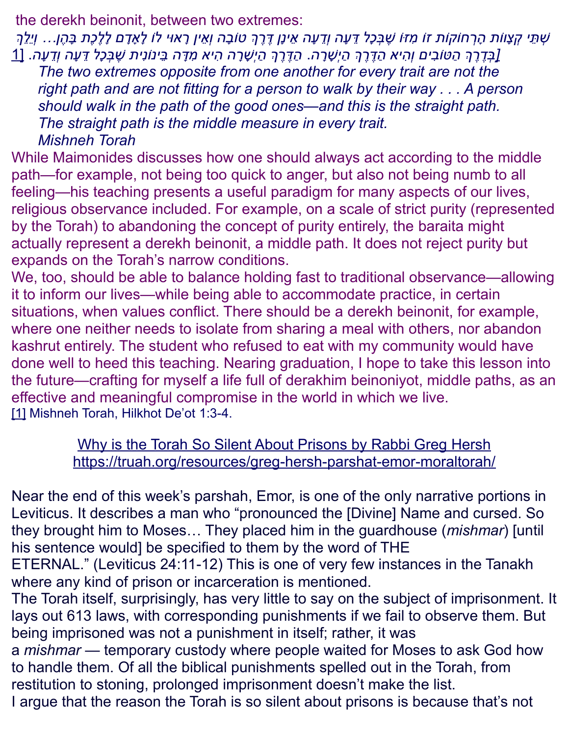the derekh beinonit, between two extremes:

*שְׁתֵּי קְצָווֹת הָרְחוֹקוֹת זוֹ מִזּוֹ שֶׁבְּכָל דֵּעָה וְדֵעָה אֵינָן דֶּרֶךְ טוֹבָה וְאֵין רָאוּי לוֹ לְאָדָם לָלֶכֶת בָּהֶן... וְיֵלֵךְ בְּדֶרֶךְ הַטּוֹבִים וְהִיא הַדֶּרֶךְ הַיְשָׁרָה. הַדֶּרֶךְ הַיְשָׁרָה הִיא מִדָּה בֵּינוֹנִית שֶׁבְּכָל דֵּעָה וְדֵעָה.* [1]

> *The two extremes opposite from one another for every trait are not the right path and are not fitting for a person to walk by their way . . . A person should walk in the path of the good ones—and this is the straight path. The straight path is the middle measure in every trait.*
> *Mishneh Torah*

While Maimonides discusses how one should always act according to the middle path—for example, not being too quick to anger, but also not being numb to all feeling—his teaching presents a useful paradigm for many aspects of our lives, religious observance included. For example, on a scale of strict purity (represented by the Torah) to abandoning the concept of purity entirely, the baraita might actually represent a derekh beinonit, a middle path. It does not reject purity but expands on the Torah's narrow conditions.

We, too, should be able to balance holding fast to traditional observance—allowing it to inform our lives—while being able to accommodate practice, in certain situations, when values conflict. There should be a derekh beinonit, for example, where one neither needs to isolate from sharing a meal with others, nor abandon kashrut entirely. The student who refused to eat with my community would have done well to heed this teaching. Nearing graduation, I hope to take this lesson into the future—crafting for myself a life full of derakhim beinoniyot, middle paths, as an effective and meaningful compromise in the world in which we live.

[1] Mishneh Torah, Hilkhot De'ot 1:3-4.

## Why is the Torah So Silent About Prisons by Rabbi Greg Hersh
https://truah.org/resources/greg-hersh-parshat-emor-moraltorah/

Near the end of this week's parshah, Emor, is one of the only narrative portions in Leviticus. It describes a man who "pronounced the [Divine] Name and cursed. So they brought him to Moses… They placed him in the guardhouse (*mishmar*) [until his sentence would] be specified to them by the word of THE ETERNAL." (Leviticus 24:11-12) This is one of very few instances in the Tanakh where any kind of prison or incarceration is mentioned.

The Torah itself, surprisingly, has very little to say on the subject of imprisonment. It lays out 613 laws, with corresponding punishments if we fail to observe them. But being imprisoned was not a punishment in itself; rather, it was a *mishmar* — temporary custody where people waited for Moses to ask God how to handle them. Of all the biblical punishments spelled out in the Torah, from restitution to stoning, prolonged imprisonment doesn't make the list.

I argue that the reason the Torah is so silent about prisons is because that's not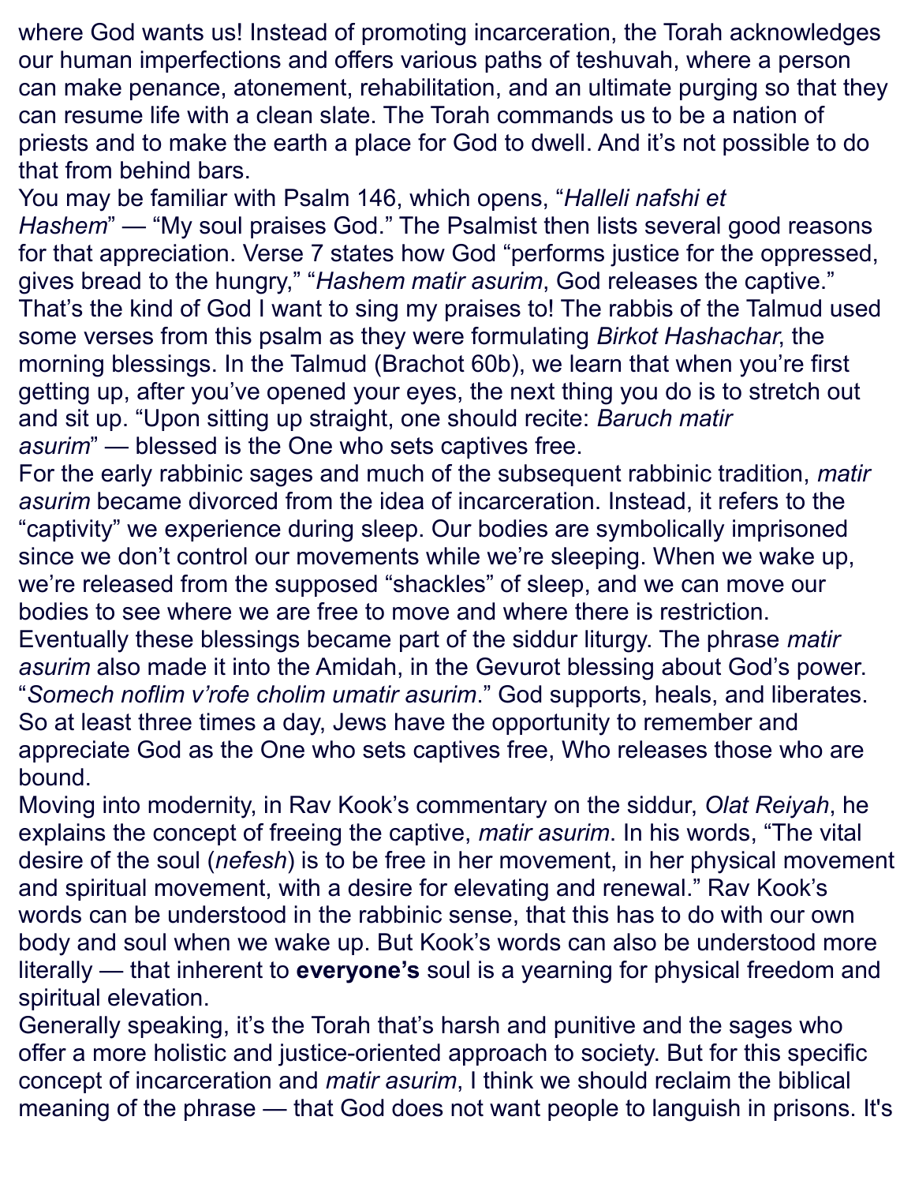where God wants us! Instead of promoting incarceration, the Torah acknowledges our human imperfections and offers various paths of teshuvah, where a person can make penance, atonement, rehabilitation, and an ultimate purging so that they can resume life with a clean slate. The Torah commands us to be a nation of priests and to make the earth a place for God to dwell. And it's not possible to do that from behind bars.

You may be familiar with Psalm 146, which opens, "*Halleli nafshi et Hashem*" — "My soul praises God." The Psalmist then lists several good reasons for that appreciation. Verse 7 states how God "performs justice for the oppressed, gives bread to the hungry," "*Hashem matir asurim*, God releases the captive." That's the kind of God I want to sing my praises to! The rabbis of the Talmud used some verses from this psalm as they were formulating *Birkot Hashachar*, the morning blessings. In the Talmud (Brachot 60b), we learn that when you're first getting up, after you've opened your eyes, the next thing you do is to stretch out and sit up. "Upon sitting up straight, one should recite: *Baruch matir asurim*" — blessed is the One who sets captives free.

For the early rabbinic sages and much of the subsequent rabbinic tradition, *matir asurim* became divorced from the idea of incarceration. Instead, it refers to the "captivity" we experience during sleep. Our bodies are symbolically imprisoned since we don't control our movements while we're sleeping. When we wake up, we're released from the supposed "shackles" of sleep, and we can move our bodies to see where we are free to move and where there is restriction. Eventually these blessings became part of the siddur liturgy. The phrase *matir asurim* also made it into the Amidah, in the Gevurot blessing about God's power. "*Somech noflim v'rofe cholim umatir asurim*." God supports, heals, and liberates. So at least three times a day, Jews have the opportunity to remember and appreciate God as the One who sets captives free, Who releases those who are bound.

Moving into modernity, in Rav Kook's commentary on the siddur, *Olat Reiyah*, he explains the concept of freeing the captive, *matir asurim*. In his words, "The vital desire of the soul (*nefesh*) is to be free in her movement, in her physical movement and spiritual movement, with a desire for elevating and renewal." Rav Kook's words can be understood in the rabbinic sense, that this has to do with our own body and soul when we wake up. But Kook's words can also be understood more literally — that inherent to **everyone's** soul is a yearning for physical freedom and spiritual elevation.

Generally speaking, it's the Torah that's harsh and punitive and the sages who offer a more holistic and justice-oriented approach to society. But for this specific concept of incarceration and *matir asurim*, I think we should reclaim the biblical meaning of the phrase — that God does not want people to languish in prisons. It's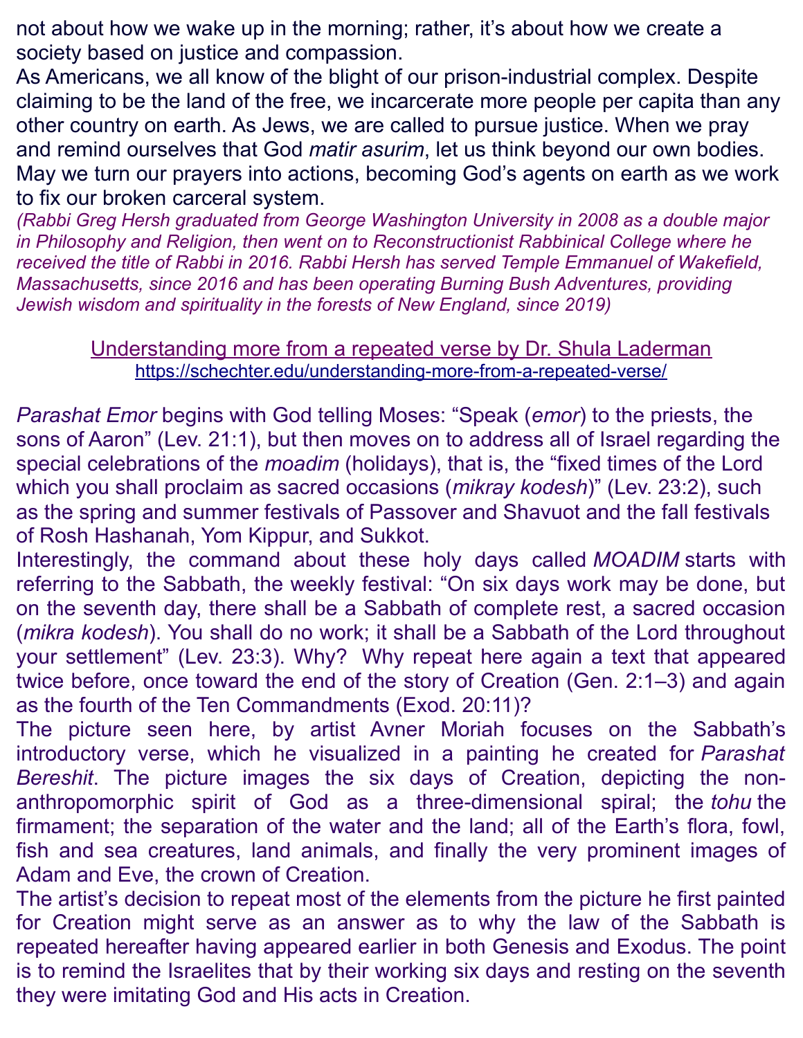not about how we wake up in the morning; rather, it's about how we create a society based on justice and compassion.

As Americans, we all know of the blight of our prison-industrial complex. Despite claiming to be the land of the free, we incarcerate more people per capita than any other country on earth. As Jews, we are called to pursue justice. When we pray and remind ourselves that God *matir asurim*, let us think beyond our own bodies. May we turn our prayers into actions, becoming God's agents on earth as we work to fix our broken carceral system.

*(Rabbi Greg Hersh graduated from George Washington University in 2008 as a double major in Philosophy and Religion, then went on to Reconstructionist Rabbinical College where he received the title of Rabbi in 2016. Rabbi Hersh has served Temple Emmanuel of Wakefield, Massachusetts, since 2016 and has been operating Burning Bush Adventures, providing Jewish wisdom and spirituality in the forests of New England, since 2019)*

## Understanding more from a repeated verse by Dr. Shula Laderman

https://schechter.edu/understanding-more-from-a-repeated-verse/

*Parashat Emor* begins with God telling Moses: "Speak (*emor*) to the priests, the sons of Aaron" (Lev. 21:1), but then moves on to address all of Israel regarding the special celebrations of the *moadim* (holidays), that is, the "fixed times of the Lord which you shall proclaim as sacred occasions (*mikray kodesh*)" (Lev. 23:2), such as the spring and summer festivals of Passover and Shavuot and the fall festivals of Rosh Hashanah, Yom Kippur, and Sukkot.

Interestingly, the command about these holy days called *MOADIM* starts with referring to the Sabbath, the weekly festival: "On six days work may be done, but on the seventh day, there shall be a Sabbath of complete rest, a sacred occasion (*mikra kodesh*). You shall do no work; it shall be a Sabbath of the Lord throughout your settlement" (Lev. 23:3). Why? Why repeat here again a text that appeared twice before, once toward the end of the story of Creation (Gen. 2:1–3) and again as the fourth of the Ten Commandments (Exod. 20:11)?

The picture seen here, by artist Avner Moriah focuses on the Sabbath's introductory verse, which he visualized in a painting he created for *Parashat Bereshit*. The picture images the six days of Creation, depicting the non-anthropomorphic spirit of God as a three-dimensional spiral; the *tohu* the firmament; the separation of the water and the land; all of the Earth's flora, fowl, fish and sea creatures, land animals, and finally the very prominent images of Adam and Eve, the crown of Creation.

The artist's decision to repeat most of the elements from the picture he first painted for Creation might serve as an answer as to why the law of the Sabbath is repeated hereafter having appeared earlier in both Genesis and Exodus. The point is to remind the Israelites that by their working six days and resting on the seventh they were imitating God and His acts in Creation.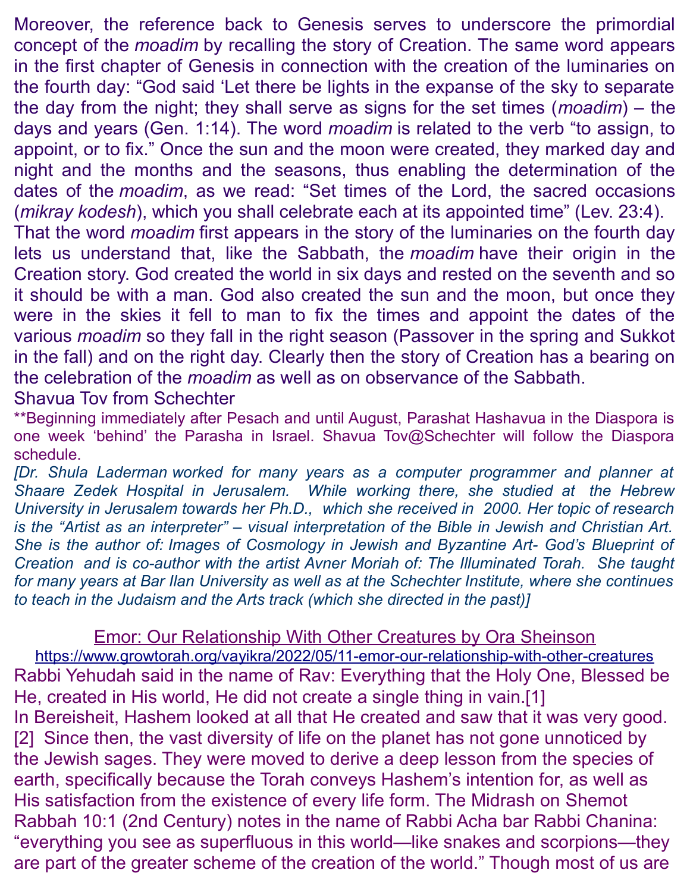Moreover, the reference back to Genesis serves to underscore the primordial concept of the *moadim* by recalling the story of Creation. The same word appears in the first chapter of Genesis in connection with the creation of the luminaries on the fourth day: "God said 'Let there be lights in the expanse of the sky to separate the day from the night; they shall serve as signs for the set times (*moadim*) – the days and years (Gen. 1:14). The word *moadim* is related to the verb "to assign, to appoint, or to fix." Once the sun and the moon were created, they marked day and night and the months and the seasons, thus enabling the determination of the dates of the *moadim*, as we read: "Set times of the Lord, the sacred occasions (*mikray kodesh*), which you shall celebrate each at its appointed time" (Lev. 23:4).

That the word *moadim* first appears in the story of the luminaries on the fourth day lets us understand that, like the Sabbath, the *moadim* have their origin in the Creation story. God created the world in six days and rested on the seventh and so it should be with a man. God also created the sun and the moon, but once they were in the skies it fell to man to fix the times and appoint the dates of the various *moadim* so they fall in the right season (Passover in the spring and Sukkot in the fall) and on the right day. Clearly then the story of Creation has a bearing on the celebration of the *moadim* as well as on observance of the Sabbath.

Shavua Tov from Schechter

**Beginning immediately after Pesach and until August, Parashat Hashavua in the Diaspora is one week 'behind' the Parasha in Israel. Shavua Tov@Schechter will follow the Diaspora schedule.

*[Dr. Shula Laderman worked for many years as a computer programmer and planner at Shaare Zedek Hospital in Jerusalem. While working there, she studied at the Hebrew University in Jerusalem towards her Ph.D., which she received in 2000. Her topic of research is the "Artist as an interpreter" – visual interpretation of the Bible in Jewish and Christian Art. She is the author of: Images of Cosmology in Jewish and Byzantine Art- God's Blueprint of Creation and is co-author with the artist Avner Moriah of: The Illuminated Torah. She taught for many years at Bar Ilan University as well as at the Schechter Institute, where she continues to teach in the Judaism and the Arts track (which she directed in the past)]*

## Emor: Our Relationship With Other Creatures by Ora Sheinson

https://www.growtorah.org/vayikra/2022/05/11-emor-our-relationship-with-other-creatures

Rabbi Yehudah said in the name of Rav: Everything that the Holy One, Blessed be He, created in His world, He did not create a single thing in vain.[1]

In Bereisheit, Hashem looked at all that He created and saw that it was very good.[2] Since then, the vast diversity of life on the planet has not gone unnoticed by the Jewish sages. They were moved to derive a deep lesson from the species of earth, specifically because the Torah conveys Hashem's intention for, as well as His satisfaction from the existence of every life form. The Midrash on Shemot Rabbah 10:1 (2nd Century) notes in the name of Rabbi Acha bar Rabbi Chanina: "everything you see as superfluous in this world—like snakes and scorpions—they are part of the greater scheme of the creation of the world." Though most of us are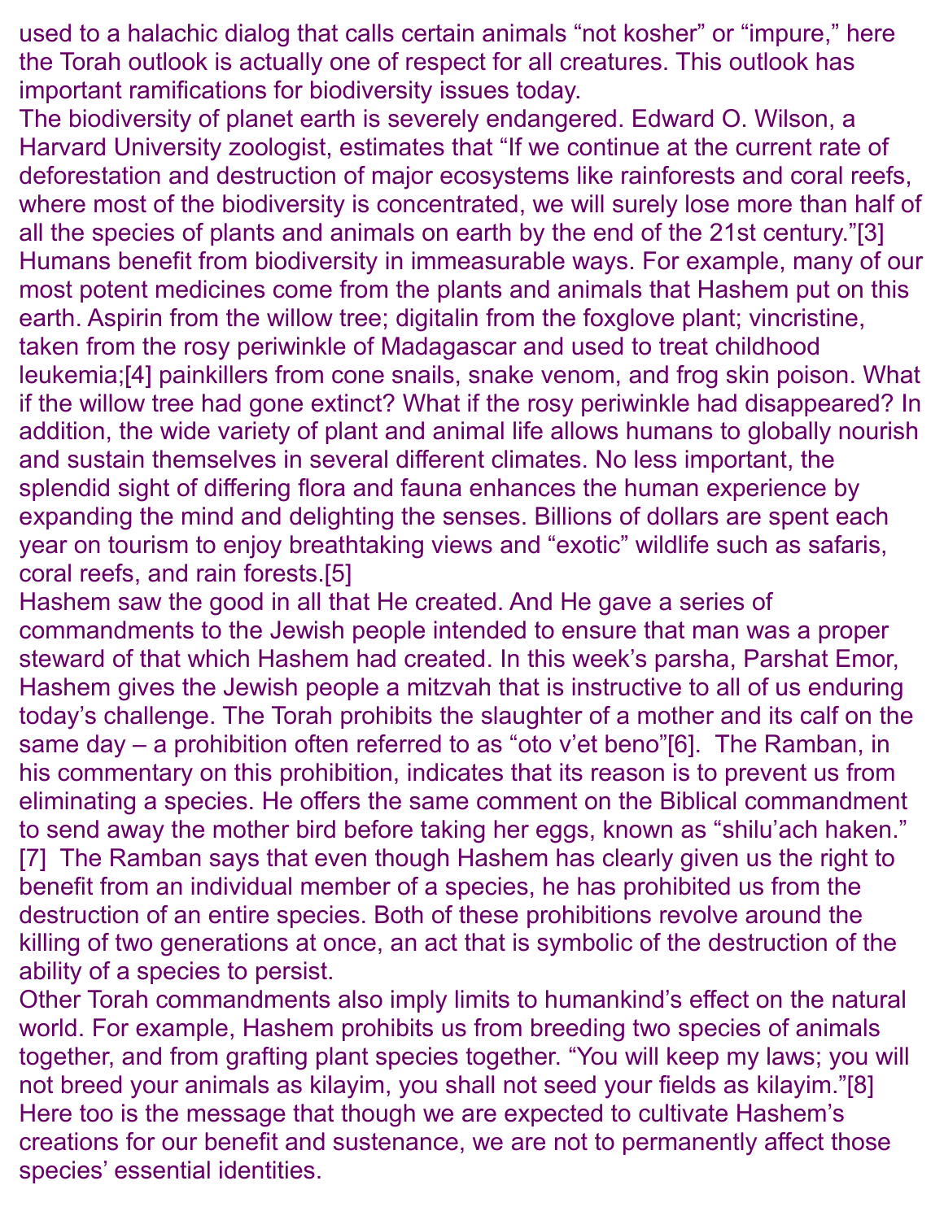used to a halachic dialog that calls certain animals "not kosher" or "impure," here the Torah outlook is actually one of respect for all creatures. This outlook has important ramifications for biodiversity issues today.

The biodiversity of planet earth is severely endangered. Edward O. Wilson, a Harvard University zoologist, estimates that "If we continue at the current rate of deforestation and destruction of major ecosystems like rainforests and coral reefs, where most of the biodiversity is concentrated, we will surely lose more than half of all the species of plants and animals on earth by the end of the 21st century."[3]

Humans benefit from biodiversity in immeasurable ways. For example, many of our most potent medicines come from the plants and animals that Hashem put on this earth. Aspirin from the willow tree; digitalin from the foxglove plant; vincristine, taken from the rosy periwinkle of Madagascar and used to treat childhood leukemia;[4] painkillers from cone snails, snake venom, and frog skin poison. What if the willow tree had gone extinct? What if the rosy periwinkle had disappeared? In addition, the wide variety of plant and animal life allows humans to globally nourish and sustain themselves in several different climates. No less important, the splendid sight of differing flora and fauna enhances the human experience by expanding the mind and delighting the senses. Billions of dollars are spent each year on tourism to enjoy breathtaking views and "exotic" wildlife such as safaris, coral reefs, and rain forests.[5]

Hashem saw the good in all that He created. And He gave a series of commandments to the Jewish people intended to ensure that man was a proper steward of that which Hashem had created. In this week's parsha, Parshat Emor, Hashem gives the Jewish people a mitzvah that is instructive to all of us enduring today's challenge. The Torah prohibits the slaughter of a mother and its calf on the same day – a prohibition often referred to as "oto v'et beno"[6]. The Ramban, in his commentary on this prohibition, indicates that its reason is to prevent us from eliminating a species. He offers the same comment on the Biblical commandment to send away the mother bird before taking her eggs, known as "shilu'ach haken."[7] The Ramban says that even though Hashem has clearly given us the right to benefit from an individual member of a species, he has prohibited us from the destruction of an entire species. Both of these prohibitions revolve around the killing of two generations at once, an act that is symbolic of the destruction of the ability of a species to persist.

Other Torah commandments also imply limits to humankind's effect on the natural world. For example, Hashem prohibits us from breeding two species of animals together, and from grafting plant species together. "You will keep my laws; you will not breed your animals as kilayim, you shall not seed your fields as kilayim."[8] Here too is the message that though we are expected to cultivate Hashem's creations for our benefit and sustenance, we are not to permanently affect those species' essential identities.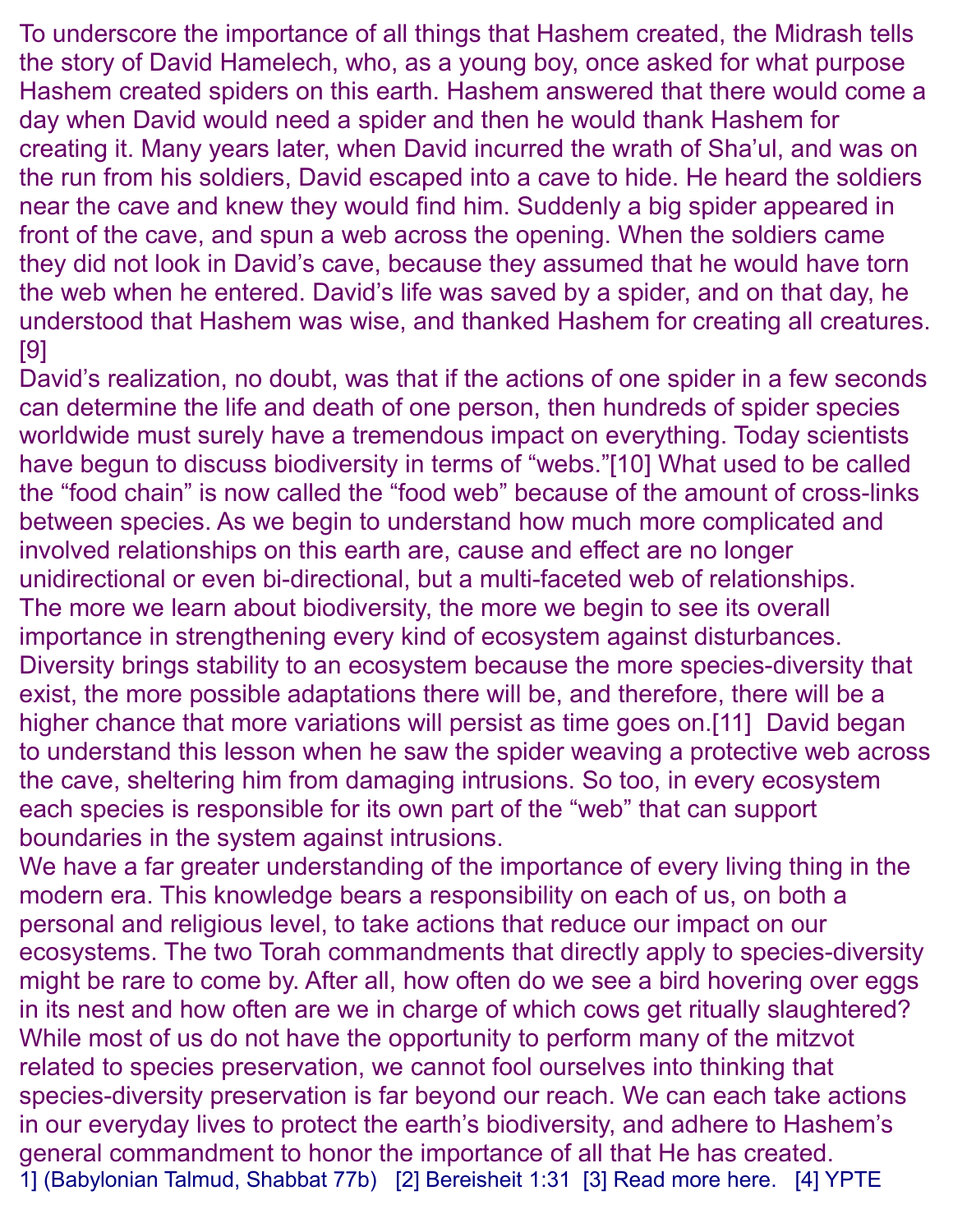To underscore the importance of all things that Hashem created, the Midrash tells the story of David Hamelech, who, as a young boy, once asked for what purpose Hashem created spiders on this earth. Hashem answered that there would come a day when David would need a spider and then he would thank Hashem for creating it. Many years later, when David incurred the wrath of Sha'ul, and was on the run from his soldiers, David escaped into a cave to hide. He heard the soldiers near the cave and knew they would find him. Suddenly a big spider appeared in front of the cave, and spun a web across the opening. When the soldiers came they did not look in David's cave, because they assumed that he would have torn the web when he entered. David's life was saved by a spider, and on that day, he understood that Hashem was wise, and thanked Hashem for creating all creatures.[9]

David's realization, no doubt, was that if the actions of one spider in a few seconds can determine the life and death of one person, then hundreds of spider species worldwide must surely have a tremendous impact on everything. Today scientists have begun to discuss biodiversity in terms of "webs."[10] What used to be called the "food chain" is now called the "food web" because of the amount of cross-links between species. As we begin to understand how much more complicated and involved relationships on this earth are, cause and effect are no longer unidirectional or even bi-directional, but a multi-faceted web of relationships.

The more we learn about biodiversity, the more we begin to see its overall importance in strengthening every kind of ecosystem against disturbances. Diversity brings stability to an ecosystem because the more species-diversity that exist, the more possible adaptations there will be, and therefore, there will be a higher chance that more variations will persist as time goes on.[11] David began to understand this lesson when he saw the spider weaving a protective web across the cave, sheltering him from damaging intrusions. So too, in every ecosystem each species is responsible for its own part of the "web" that can support boundaries in the system against intrusions.

We have a far greater understanding of the importance of every living thing in the modern era. This knowledge bears a responsibility on each of us, on both a personal and religious level, to take actions that reduce our impact on our ecosystems. The two Torah commandments that directly apply to species-diversity might be rare to come by. After all, how often do we see a bird hovering over eggs in its nest and how often are we in charge of which cows get ritually slaughtered? While most of us do not have the opportunity to perform many of the mitzvot related to species preservation, we cannot fool ourselves into thinking that species-diversity preservation is far beyond our reach. We can each take actions in our everyday lives to protect the earth's biodiversity, and adhere to Hashem's general commandment to honor the importance of all that He has created.

1] (Babylonian Talmud, Shabbat 77b) [2] Bereisheit 1:31 [3] Read more here. [4] YPTE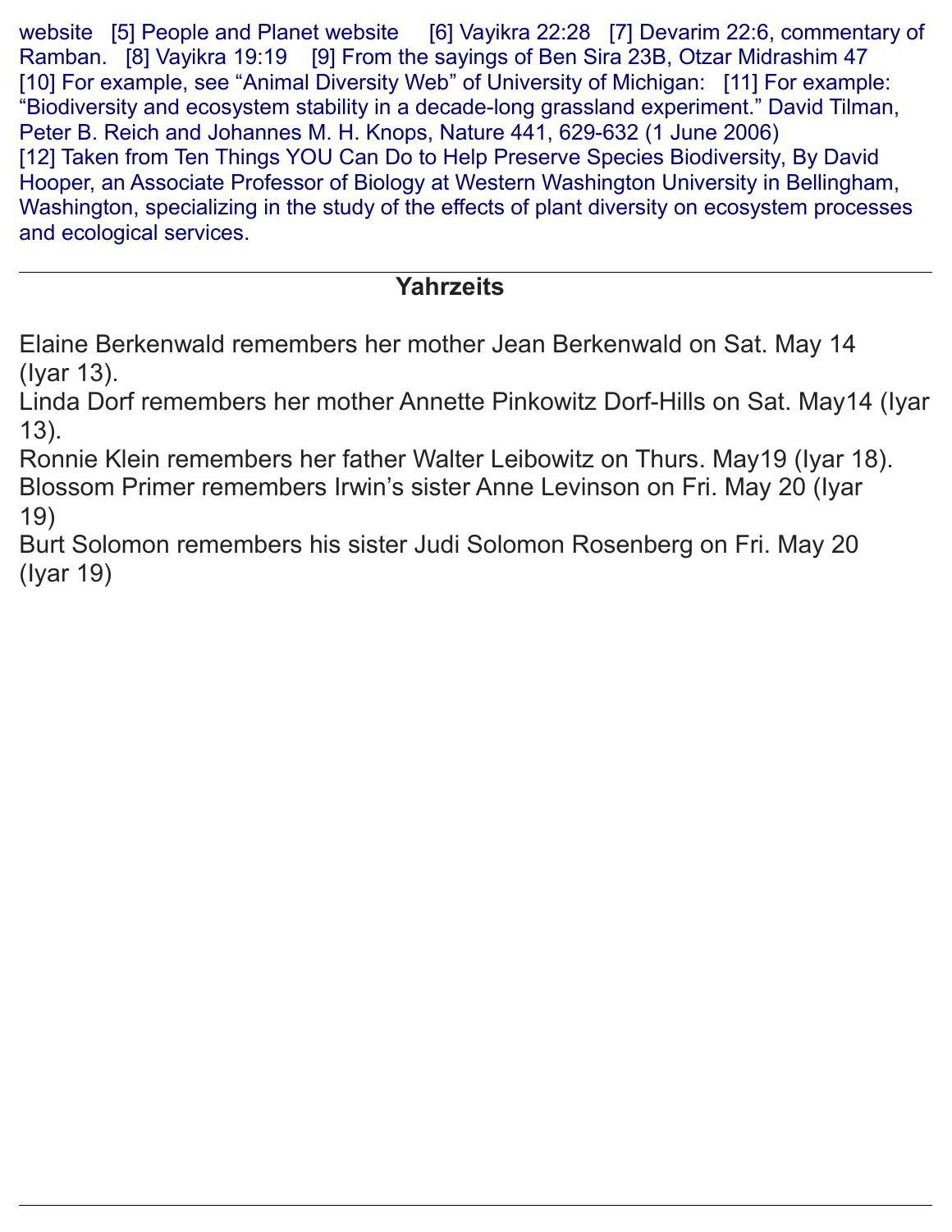website [5] People and Planet website [6] Vayikra 22:28 [7] Devarim 22:6, commentary of Ramban. [8] Vayikra 19:19 [9] From the sayings of Ben Sira 23B, Otzar Midrashim 47 [10] For example, see "Animal Diversity Web" of University of Michigan: [11] For example: "Biodiversity and ecosystem stability in a decade-long grassland experiment." David Tilman, Peter B. Reich and Johannes M. H. Knops, Nature 441, 629-632 (1 June 2006)
[12] Taken from Ten Things YOU Can Do to Help Preserve Species Biodiversity, By David Hooper, an Associate Professor of Biology at Western Washington University in Bellingham, Washington, specializing in the study of the effects of plant diversity on ecosystem processes and ecological services.

---

## Yahrzeits

Elaine Berkenwald remembers her mother Jean Berkenwald on Sat. May 14 (Iyar 13).
Linda Dorf remembers her mother Annette Pinkowitz Dorf-Hills on Sat. May14 (Iyar 13).
Ronnie Klein remembers her father Walter Leibowitz on Thurs. May19 (Iyar 18).
Blossom Primer remembers Irwin's sister Anne Levinson on Fri. May 20 (Iyar 19)
Burt Solomon remembers his sister Judi Solomon Rosenberg on Fri. May 20 (Iyar 19)